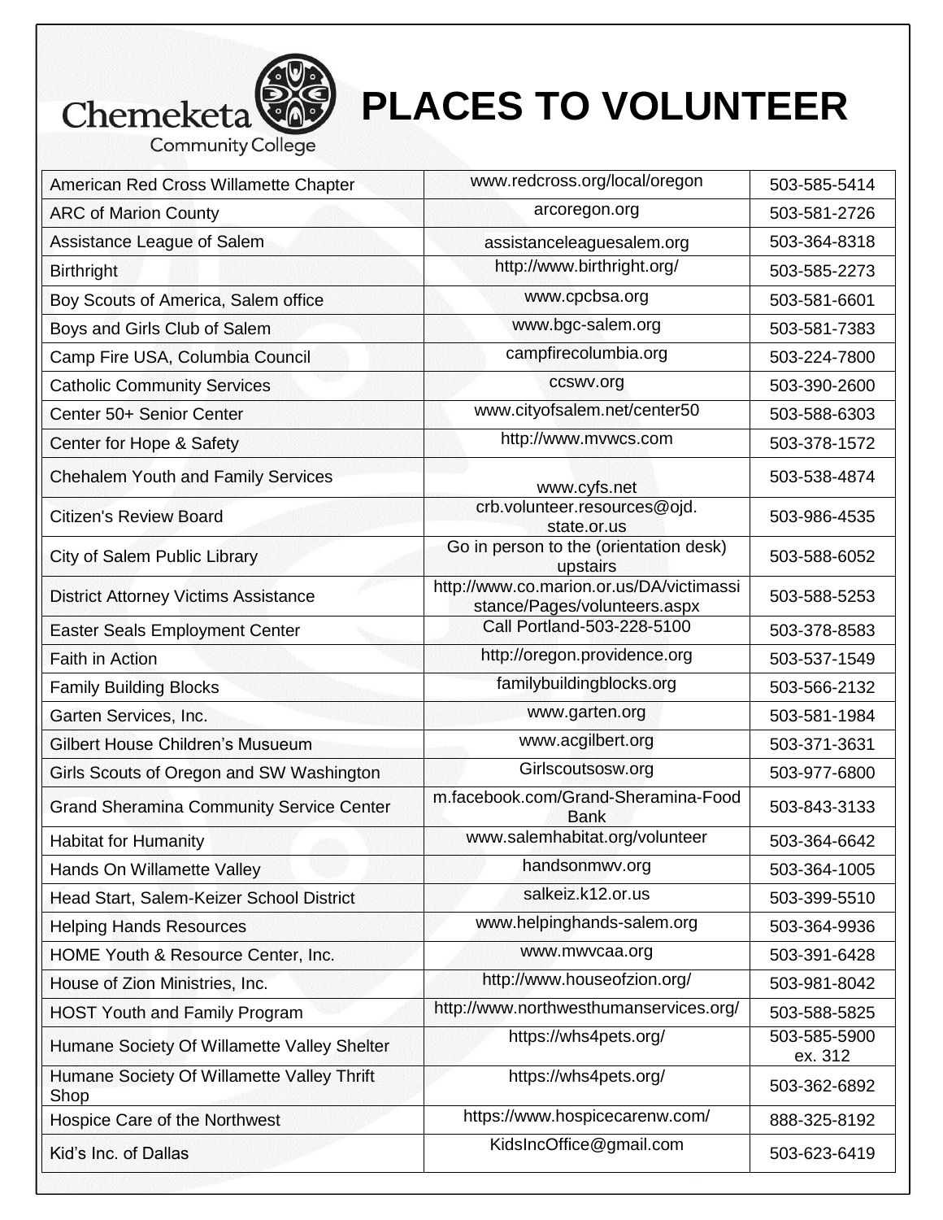Chemeketa Community College

# PLACES TO VOLUNTEER

| | | |
|---|---|---|
| American Red Cross Willamette Chapter | www.redcross.org/local/oregon | 503-585-5414 |
| ARC of Marion County | arcoregon.org | 503-581-2726 |
| Assistance League of Salem | assistanceleaguesalem.org | 503-364-8318 |
| Birthright | http://www.birthright.org/ | 503-585-2273 |
| Boy Scouts of America, Salem office | www.cpcbsa.org | 503-581-6601 |
| Boys and Girls Club of Salem | www.bgc-salem.org | 503-581-7383 |
| Camp Fire USA, Columbia Council | campfirecolumbia.org | 503-224-7800 |
| Catholic Community Services | ccswv.org | 503-390-2600 |
| Center 50+ Senior Center | www.cityofsalem.net/center50 | 503-588-6303 |
| Center for Hope & Safety | http://www.mvwcs.com | 503-378-1572 |
| Chehalem Youth and Family Services | www.cyfs.net | 503-538-4874 |
| Citizen's Review Board | crb.volunteer.resources@ojd.state.or.us | 503-986-4535 |
| City of Salem Public Library | Go in person to the (orientation desk) upstairs | 503-588-6052 |
| District Attorney Victims Assistance | http://www.co.marion.or.us/DA/victimassistance/Pages/volunteers.aspx | 503-588-5253 |
| Easter Seals Employment Center | Call Portland-503-228-5100 | 503-378-8583 |
| Faith in Action | http://oregon.providence.org | 503-537-1549 |
| Family Building Blocks | familybuildingblocks.org | 503-566-2132 |
| Garten Services, Inc. | www.garten.org | 503-581-1984 |
| Gilbert House Children's Musueum | www.acgilbert.org | 503-371-3631 |
| Girls Scouts of Oregon and SW Washington | Girlscoutsosw.org | 503-977-6800 |
| Grand Sheramina Community Service Center | m.facebook.com/Grand-Sheramina-Food Bank | 503-843-3133 |
| Habitat for Humanity | www.salemhabitat.org/volunteer | 503-364-6642 |
| Hands On Willamette Valley | handsonmwv.org | 503-364-1005 |
| Head Start, Salem-Keizer School District | salkeiz.k12.or.us | 503-399-5510 |
| Helping Hands Resources | www.helpinghands-salem.org | 503-364-9936 |
| HOME Youth & Resource Center, Inc. | www.mwvcaa.org | 503-391-6428 |
| House of Zion Ministries, Inc. | http://www.houseofzion.org/ | 503-981-8042 |
| HOST Youth and Family Program | http://www.northwesthumanservices.org/ | 503-588-5825 |
| Humane Society Of Willamette Valley Shelter | https://whs4pets.org/ | 503-585-5900 ex. 312 |
| Humane Society Of Willamette Valley Thrift Shop | https://whs4pets.org/ | 503-362-6892 |
| Hospice Care of the Northwest | https://www.hospicecarenw.com/ | 888-325-8192 |
| Kid's Inc. of Dallas | KidsIncOffice@gmail.com | 503-623-6419 |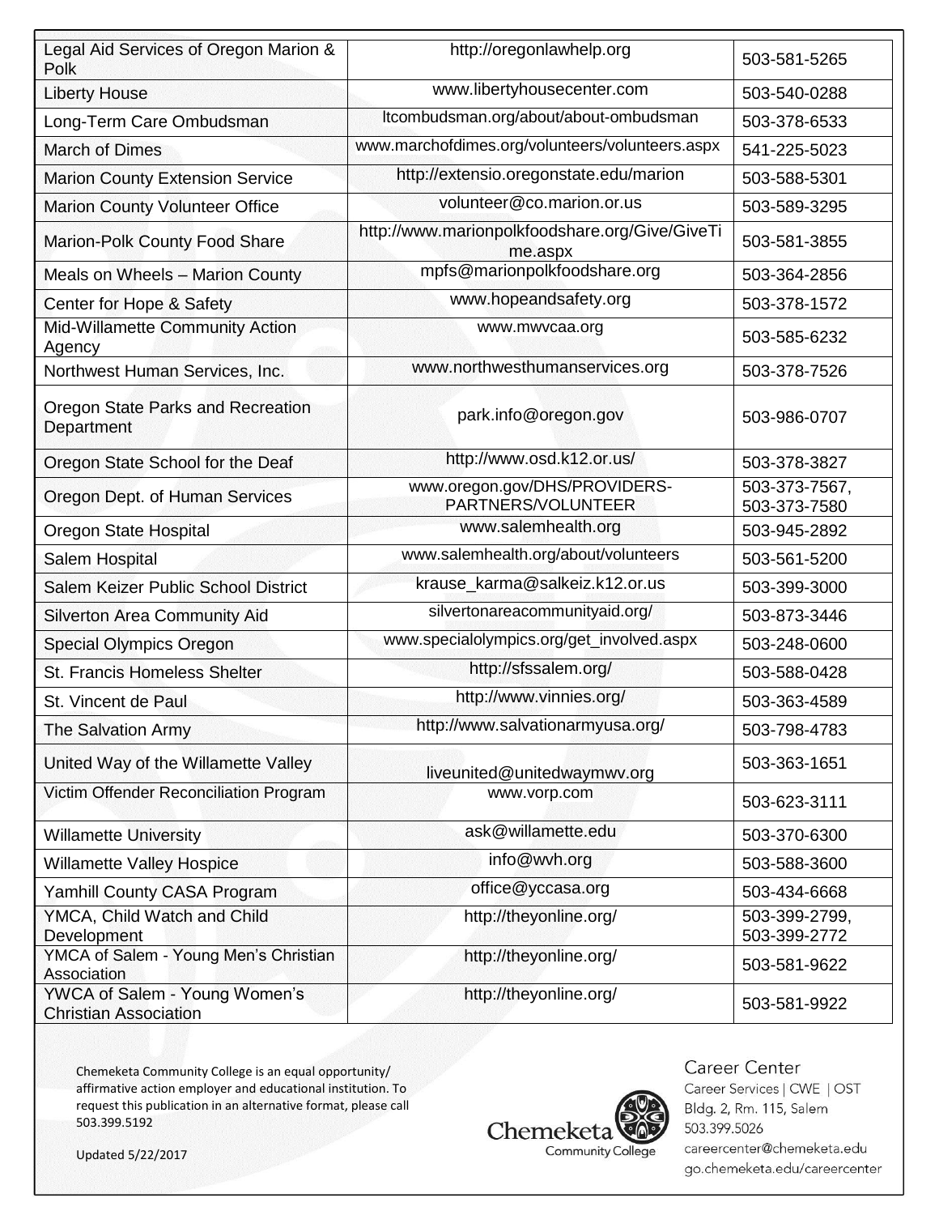| | | |
|---|---|---|
| Legal Aid Services of Oregon Marion & Polk | http://oregonlawhelp.org | 503-581-5265 |
| Liberty House | www.libertyhousecenter.com | 503-540-0288 |
| Long-Term Care Ombudsman | ltcombudsman.org/about/about-ombudsman | 503-378-6533 |
| March of Dimes | www.marchofdimes.org/volunteers/volunteers.aspx | 541-225-5023 |
| Marion County Extension Service | http://extensio.oregonstate.edu/marion | 503-588-5301 |
| Marion County Volunteer Office | volunteer@co.marion.or.us | 503-589-3295 |
| Marion-Polk County Food Share | http://www.marionpolkfoodshare.org/Give/GiveTime.aspx | 503-581-3855 |
| Meals on Wheels – Marion County | mpfs@marionpolkfoodshare.org | 503-364-2856 |
| Center for Hope & Safety | www.hopeandsafety.org | 503-378-1572 |
| Mid-Willamette Community Action Agency | www.mwvcaa.org | 503-585-6232 |
| Northwest Human Services, Inc. | www.northwesthumanservices.org | 503-378-7526 |
| Oregon State Parks and Recreation Department | park.info@oregon.gov | 503-986-0707 |
| Oregon State School for the Deaf | http://www.osd.k12.or.us/ | 503-378-3827 |
| Oregon Dept. of Human Services | www.oregon.gov/DHS/PROVIDERS-PARTNERS/VOLUNTEER | 503-373-7567, 503-373-7580 |
| Oregon State Hospital | www.salemhealth.org | 503-945-2892 |
| Salem Hospital | www.salemhealth.org/about/volunteers | 503-561-5200 |
| Salem Keizer Public School District | krause_karma@salkeiz.k12.or.us | 503-399-3000 |
| Silverton Area Community Aid | silvertonareacommunityaid.org/ | 503-873-3446 |
| Special Olympics Oregon | www.specialolympics.org/get_involved.aspx | 503-248-0600 |
| St. Francis Homeless Shelter | http://sfssalem.org/ | 503-588-0428 |
| St. Vincent de Paul | http://www.vinnies.org/ | 503-363-4589 |
| The Salvation Army | http://www.salvationarmyusa.org/ | 503-798-4783 |
| United Way of the Willamette Valley | liveunited@unitedwaymwv.org | 503-363-1651 |
| Victim Offender Reconciliation Program | www.vorp.com | 503-623-3111 |
| Willamette University | ask@willamette.edu | 503-370-6300 |
| Willamette Valley Hospice | info@wvh.org | 503-588-3600 |
| Yamhill County CASA Program | office@yccasa.org | 503-434-6668 |
| YMCA, Child Watch and Child Development | http://theyonline.org/ | 503-399-2799, 503-399-2772 |
| YMCA of Salem - Young Men's Christian Association | http://theyonline.org/ | 503-581-9622 |
| YWCA of Salem - Young Women's Christian Association | http://theyonline.org/ | 503-581-9922 |

Chemeketa Community College is an equal opportunity/ affirmative action employer and educational institution. To request this publication in an alternative format, please call 503.399.5192

Updated 5/22/2017

Chemeketa Community College

Career Center
Career Services | CWE | OST
Bldg. 2, Rm. 115, Salem
503.399.5026
careercenter@chemeketa.edu
go.chemeketa.edu/careercenter